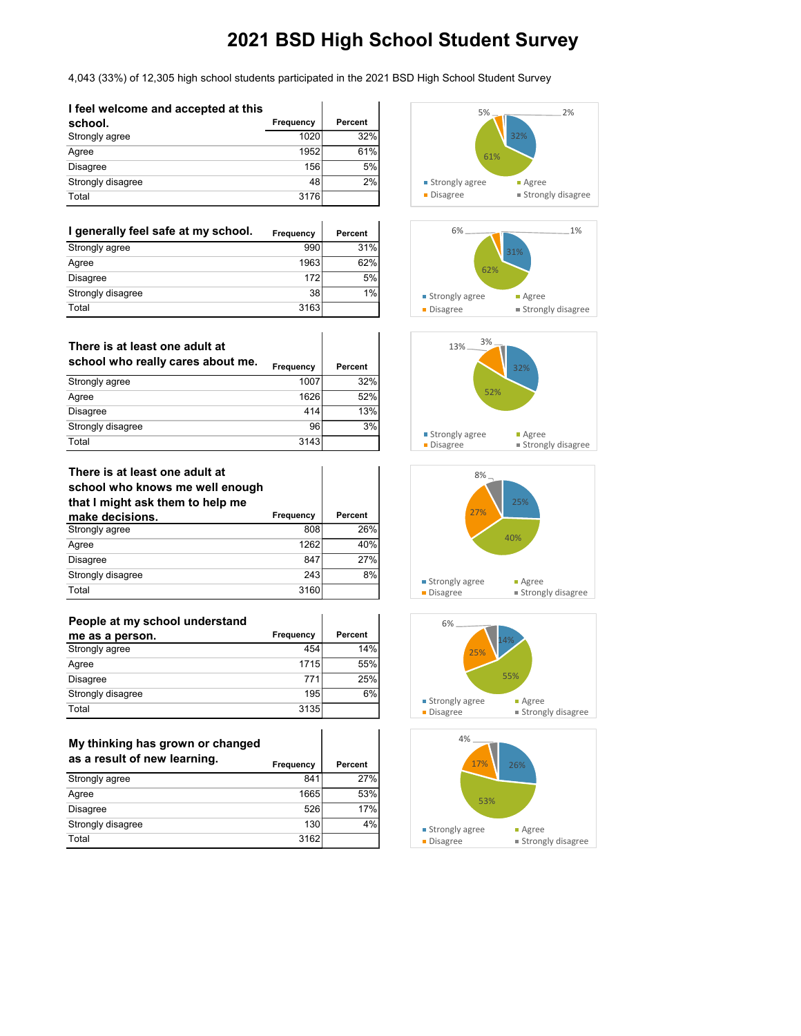# 2021 BSD High School Student Survey

4,043 (33%) of 12,305 high school students participated in the 2021 BSD High School Student Survey

| I feel welcome and accepted at this school. | Frequency | Percent |
|---|---|---|
| Strongly agree | 1020 | 32% |
| Agree | 1952 | 61% |
| Disagree | 156 | 5% |
| Strongly disagree | 48 | 2% |
| Total | 3176 | |

| I generally feel safe at my school. | Frequency | Percent |
|---|---|---|
| Strongly agree | 990 | 31% |
| Agree | 1963 | 62% |
| Disagree | 172 | 5% |
| Strongly disagree | 38 | 1% |
| Total | 3163 | |

| There is at least one adult at school who really cares about me. | Frequency | Percent |
|---|---|---|
| Strongly agree | 1007 | 32% |
| Agree | 1626 | 52% |
| Disagree | 414 | 13% |
| Strongly disagree | 96 | 3% |
| Total | 3143 | |

| There is at least one adult at school who knows me well enough that I might ask them to help me make decisions. | Frequency | Percent |
|---|---|---|
| Strongly agree | 808 | 26% |
| Agree | 1262 | 40% |
| Disagree | 847 | 27% |
| Strongly disagree | 243 | 8% |
| Total | 3160 | |

| People at my school understand me as a person. | Frequency | Percent |
|---|---|---|
| Strongly agree | 454 | 14% |
| Agree | 1715 | 55% |
| Disagree | 771 | 25% |
| Strongly disagree | 195 | 6% |
| Total | 3135 | |

| My thinking has grown or changed as a result of new learning. | Frequency | Percent |
|---|---|---|
| Strongly agree | 841 | 27% |
| Agree | 1665 | 53% |
| Disagree | 526 | 17% |
| Strongly disagree | 130 | 4% |
| Total | 3162 | |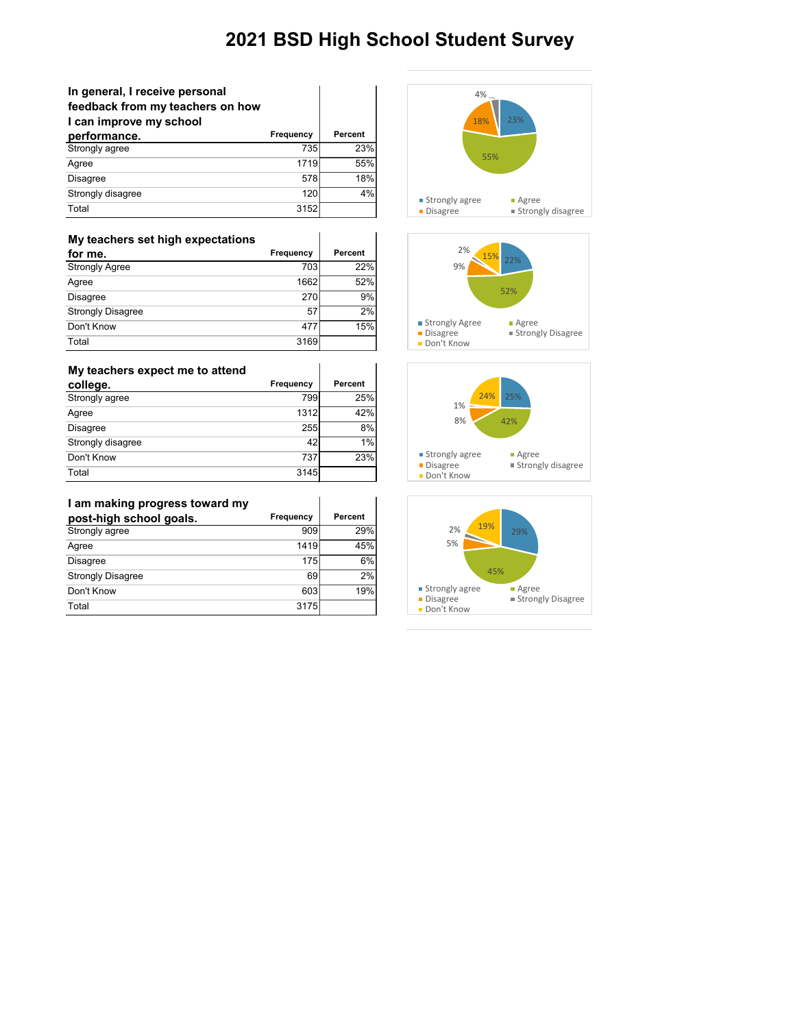# 2021 BSD High School Student Survey

| In general, I receive personal feedback from my teachers on how I can improve my school performance. | Frequency | Percent |
|---|---|---|
| Strongly agree | 735 | 23% |
| Agree | 1719 | 55% |
| Disagree | 578 | 18% |
| Strongly disagree | 120 | 4% |
| Total | 3152 | |

| My teachers set high expectations for me. | Frequency | Percent |
|---|---|---|
| Strongly Agree | 703 | 22% |
| Agree | 1662 | 52% |
| Disagree | 270 | 9% |
| Strongly Disagree | 57 | 2% |
| Don't Know | 477 | 15% |
| Total | 3169 | |

| My teachers expect me to attend college. | Frequency | Percent |
|---|---|---|
| Strongly agree | 799 | 25% |
| Agree | 1312 | 42% |
| Disagree | 255 | 8% |
| Strongly disagree | 42 | 1% |
| Don't Know | 737 | 23% |
| Total | 3145 | |

| I am making progress toward my post-high school goals. | Frequency | Percent |
|---|---|---|
| Strongly agree | 909 | 29% |
| Agree | 1419 | 45% |
| Disagree | 175 | 6% |
| Strongly Disagree | 69 | 2% |
| Don't Know | 603 | 19% |
| Total | 3175 | |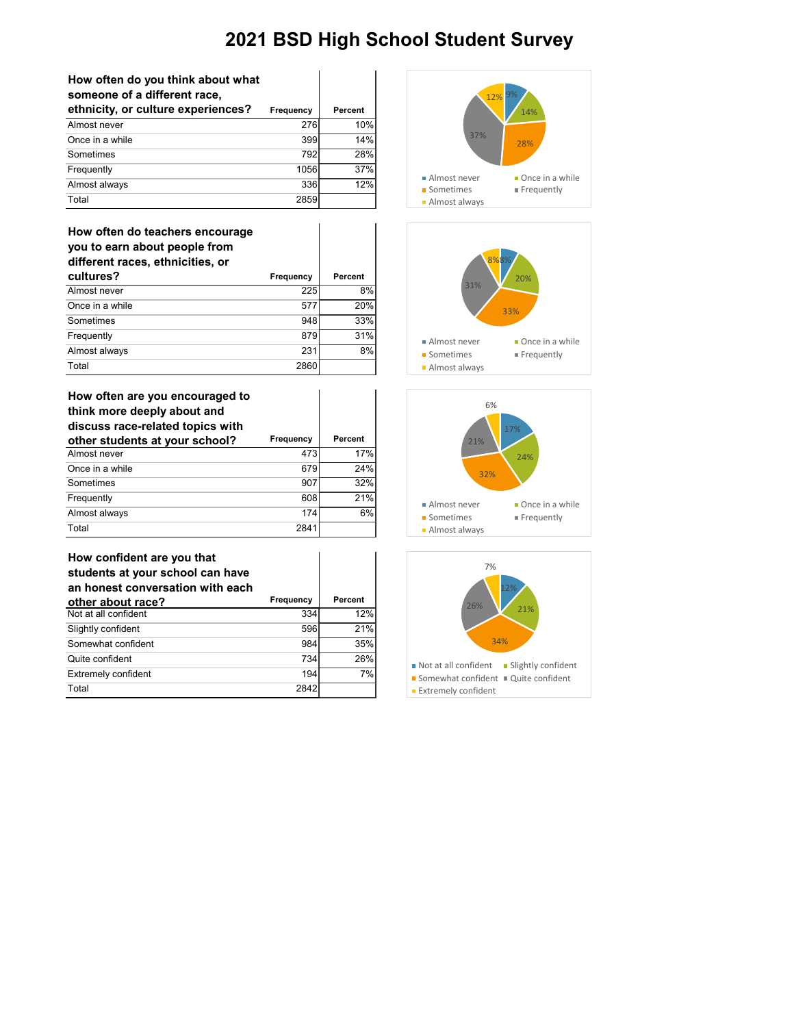# 2021 BSD High School Student Survey

| How often do you think about what someone of a different race, ethnicity, or culture experiences? | Frequency | Percent |
|---|---|---|
| Almost never | 276 | 10% |
| Once in a while | 399 | 14% |
| Sometimes | 792 | 28% |
| Frequently | 1056 | 37% |
| Almost always | 336 | 12% |
| Total | 2859 | |

| How often do teachers encourage you to earn about people from different races, ethnicities, or cultures? | Frequency | Percent |
|---|---|---|
| Almost never | 225 | 8% |
| Once in a while | 577 | 20% |
| Sometimes | 948 | 33% |
| Frequently | 879 | 31% |
| Almost always | 231 | 8% |
| Total | 2860 | |

| How often are you encouraged to think more deeply about and discuss race-related topics with other students at your school? | Frequency | Percent |
|---|---|---|
| Almost never | 473 | 17% |
| Once in a while | 679 | 24% |
| Sometimes | 907 | 32% |
| Frequently | 608 | 21% |
| Almost always | 174 | 6% |
| Total | 2841 | |

| How confident are you that students at your school can have an honest conversation with each other about race? | Frequency | Percent |
|---|---|---|
| Not at all confident | 334 | 12% |
| Slightly confident | 596 | 21% |
| Somewhat confident | 984 | 35% |
| Quite confident | 734 | 26% |
| Extremely confident | 194 | 7% |
| Total | 2842 | |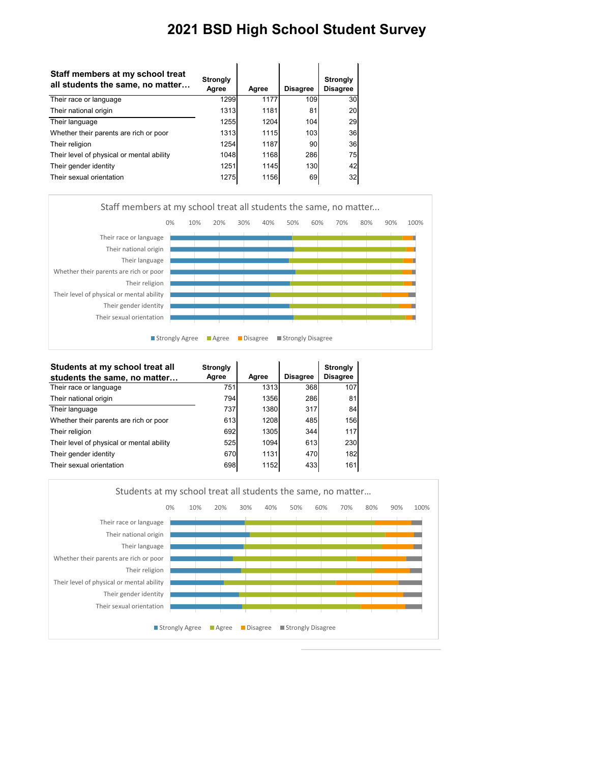# 2021 BSD High School Student Survey

| Staff members at my school treat all students the same, no matter… | Strongly Agree | Agree | Disagree | Strongly Disagree |
|---|---|---|---|---|
| Their race or language | 1299 | 1177 | 109 | 30 |
| Their national origin | 1313 | 1181 | 81 | 20 |
| Their language | 1255 | 1204 | 104 | 29 |
| Whether their parents are rich or poor | 1313 | 1115 | 103 | 36 |
| Their religion | 1254 | 1187 | 90 | 36 |
| Their level of physical or mental ability | 1048 | 1168 | 286 | 75 |
| Their gender identity | 1251 | 1145 | 130 | 42 |
| Their sexual orientation | 1275 | 1156 | 69 | 32 |

Staff members at my school treat all students the same, no matter...

| Students at my school treat all students the same, no matter… | Strongly Agree | Agree | Disagree | Strongly Disagree |
|---|---|---|---|---|
| Their race or language | 751 | 1313 | 368 | 107 |
| Their national origin | 794 | 1356 | 286 | 81 |
| Their language | 737 | 1380 | 317 | 84 |
| Whether their parents are rich or poor | 613 | 1208 | 485 | 156 |
| Their religion | 692 | 1305 | 344 | 117 |
| Their level of physical or mental ability | 525 | 1094 | 613 | 230 |
| Their gender identity | 670 | 1131 | 470 | 182 |
| Their sexual orientation | 698 | 1152 | 433 | 161 |

Students at my school treat all students the same, no matter...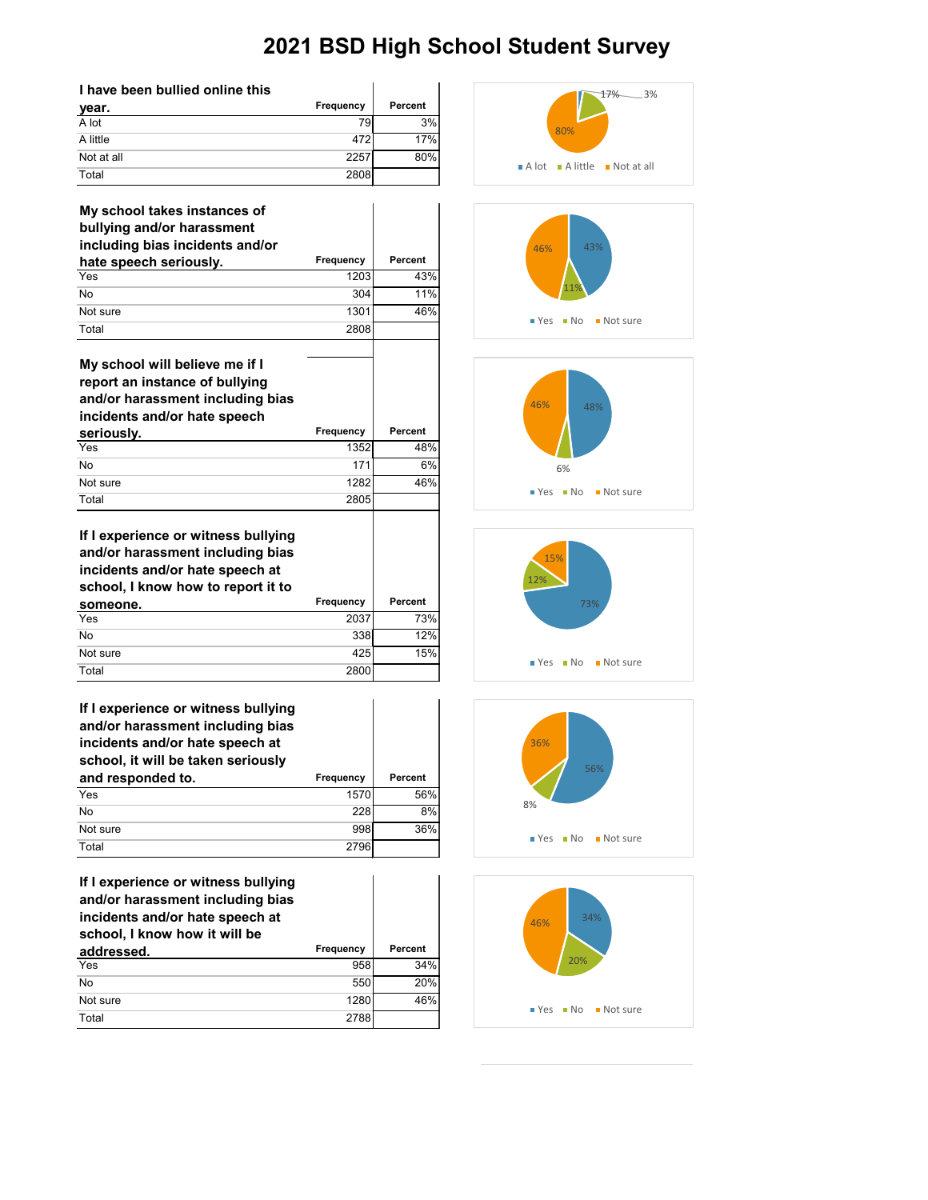# 2021 BSD High School Student Survey

| I have been bullied online this year. | Frequency | Percent |
|---|---|---|
| A lot | 79 | 3% |
| A little | 472 | 17% |
| Not at all | 2257 | 80% |
| Total | 2808 | |

| My school takes instances of bullying and/or harassment including bias incidents and/or hate speech seriously. | Frequency | Percent |
|---|---|---|
| Yes | 1203 | 43% |
| No | 304 | 11% |
| Not sure | 1301 | 46% |
| Total | 2808 | |

| My school will believe me if I report an instance of bullying and/or harassment including bias incidents and/or hate speech seriously. | Frequency | Percent |
|---|---|---|
| Yes | 1352 | 48% |
| No | 171 | 6% |
| Not sure | 1282 | 46% |
| Total | 2805 | |

| If I experience or witness bullying and/or harassment including bias incidents and/or hate speech at school, I know how to report it to someone. | Frequency | Percent |
|---|---|---|
| Yes | 2037 | 73% |
| No | 338 | 12% |
| Not sure | 425 | 15% |
| Total | 2800 | |

| If I experience or witness bullying and/or harassment including bias incidents and/or hate speech at school, it will be taken seriously and responded to. | Frequency | Percent |
|---|---|---|
| Yes | 1570 | 56% |
| No | 228 | 8% |
| Not sure | 998 | 36% |
| Total | 2796 | |

| If I experience or witness bullying and/or harassment including bias incidents and/or hate speech at school, I know how it will be addressed. | Frequency | Percent |
|---|---|---|
| Yes | 958 | 34% |
| No | 550 | 20% |
| Not sure | 1280 | 46% |
| Total | 2788 | |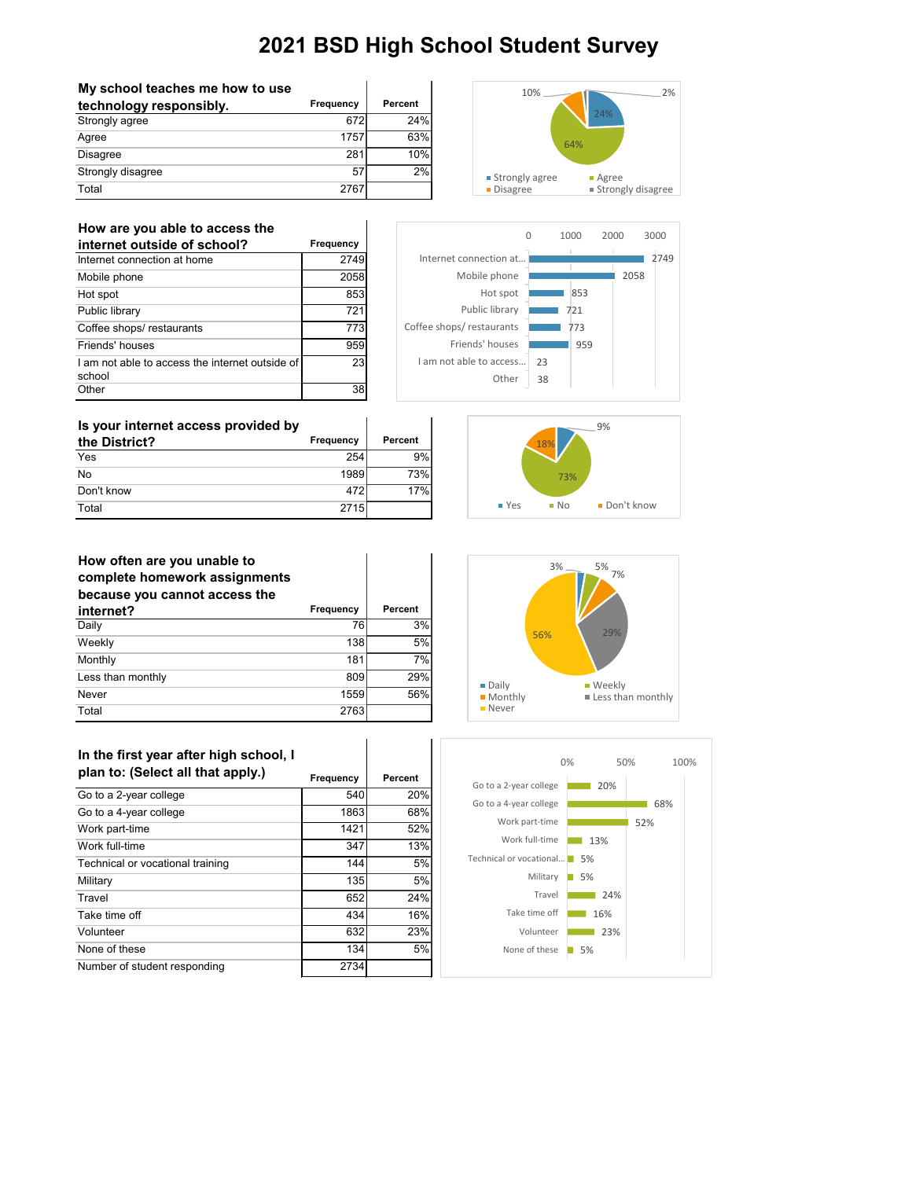# 2021 BSD High School Student Survey

| My school teaches me how to use technology responsibly. | Frequency | Percent |
|---|---|---|
| Strongly agree | 672 | 24% |
| Agree | 1757 | 63% |
| Disagree | 281 | 10% |
| Strongly disagree | 57 | 2% |
| Total | 2767 | |

| How are you able to access the internet outside of school? | Frequency |
|---|---|
| Internet connection at home | 2749 |
| Mobile phone | 2058 |
| Hot spot | 853 |
| Public library | 721 |
| Coffee shops/ restaurants | 773 |
| Friends' houses | 959 |
| I am not able to access the internet outside of school | 23 |
| Other | 38 |

| Is your internet access provided by the District? | Frequency | Percent |
|---|---|---|
| Yes | 254 | 9% |
| No | 1989 | 73% |
| Don't know | 472 | 17% |
| Total | 2715 | |

| How often are you unable to complete homework assignments because you cannot access the internet? | Frequency | Percent |
|---|---|---|
| Daily | 76 | 3% |
| Weekly | 138 | 5% |
| Monthly | 181 | 7% |
| Less than monthly | 809 | 29% |
| Never | 1559 | 56% |
| Total | 2763 | |

| In the first year after high school, I plan to: (Select all that apply.) | Frequency | Percent |
|---|---|---|
| Go to a 2-year college | 540 | 20% |
| Go to a 4-year college | 1863 | 68% |
| Work part-time | 1421 | 52% |
| Work full-time | 347 | 13% |
| Technical or vocational training | 144 | 5% |
| Military | 135 | 5% |
| Travel | 652 | 24% |
| Take time off | 434 | 16% |
| Volunteer | 632 | 23% |
| None of these | 134 | 5% |
| Number of student responding | 2734 | |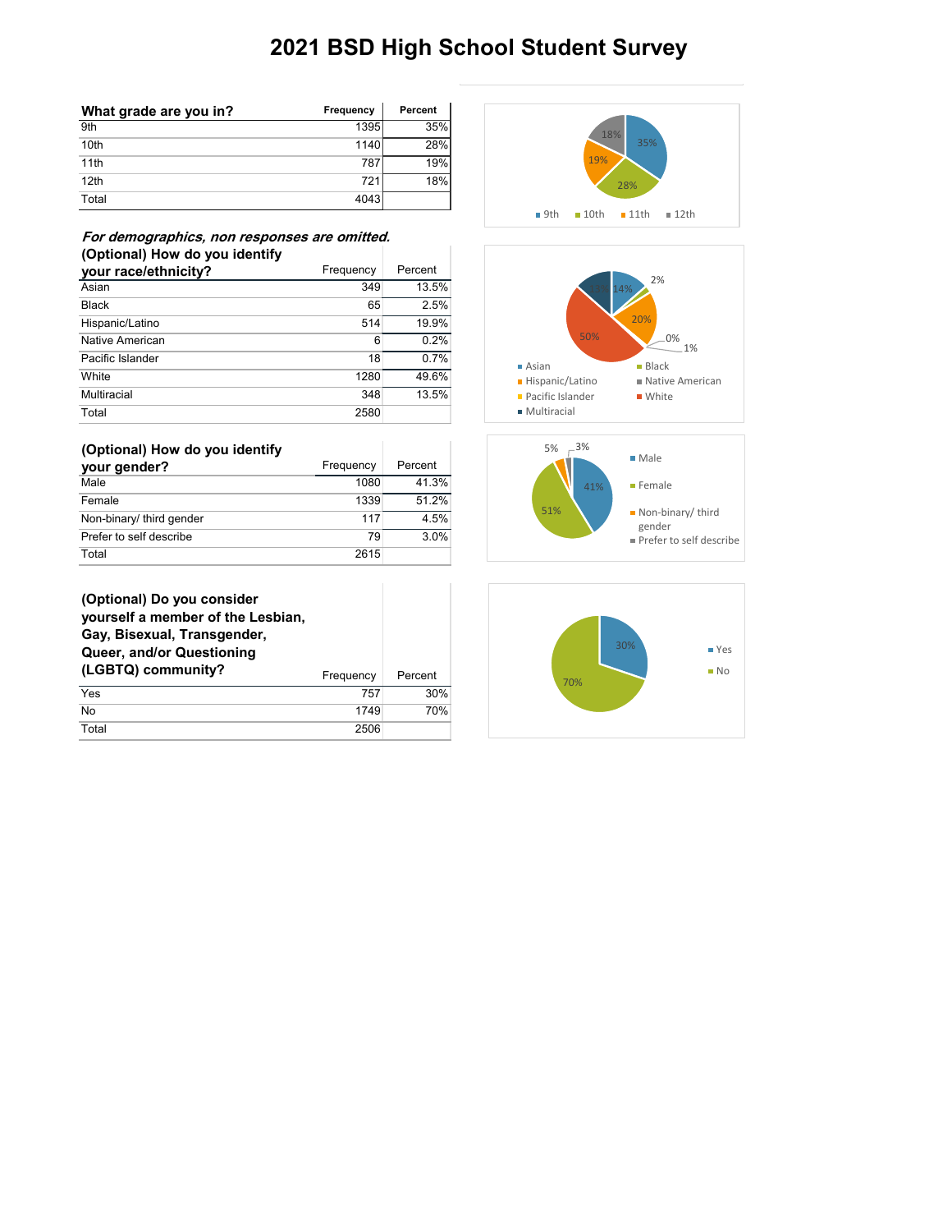# 2021 BSD High School Student Survey

| What grade are you in? | Frequency | Percent |
|---|---|---|
| 9th | 1395 | 35% |
| 10th | 1140 | 28% |
| 11th | 787 | 19% |
| 12th | 721 | 18% |
| Total | 4043 | |

35%
28%
19%
18%
9th 10th 11th 12th

***For demographics, non responses are omitted.***

| (Optional) How do you identify your race/ethnicity? | Frequency | Percent |
|---|---|---|
| Asian | 349 | 13.5% |
| Black | 65 | 2.5% |
| Hispanic/Latino | 514 | 19.9% |
| Native American | 6 | 0.2% |
| Pacific Islander | 18 | 0.7% |
| White | 1280 | 49.6% |
| Multiracial | 348 | 13.5% |
| Total | 2580 | |

14%
2%
20%
0%
1%
50%
Asian
Black
Hispanic/Latino
Native American
Pacific Islander
White
Multiracial

| (Optional) How do you identify your gender? | Frequency | Percent |
|---|---|---|
| Male | 1080 | 41.3% |
| Female | 1339 | 51.2% |
| Non-binary/ third gender | 117 | 4.5% |
| Prefer to self describe | 79 | 3.0% |
| Total | 2615 | |

5%
3%
41%
51%
Male
Female
Non-binary/ third gender
Prefer to self describe

| (Optional) Do you consider yourself a member of the Lesbian, Gay, Bisexual, Transgender, Queer, and/or Questioning (LGBTQ) community? | Frequency | Percent |
|---|---|---|
| Yes | 757 | 30% |
| No | 1749 | 70% |
| Total | 2506 | |

30%
70%
Yes
No